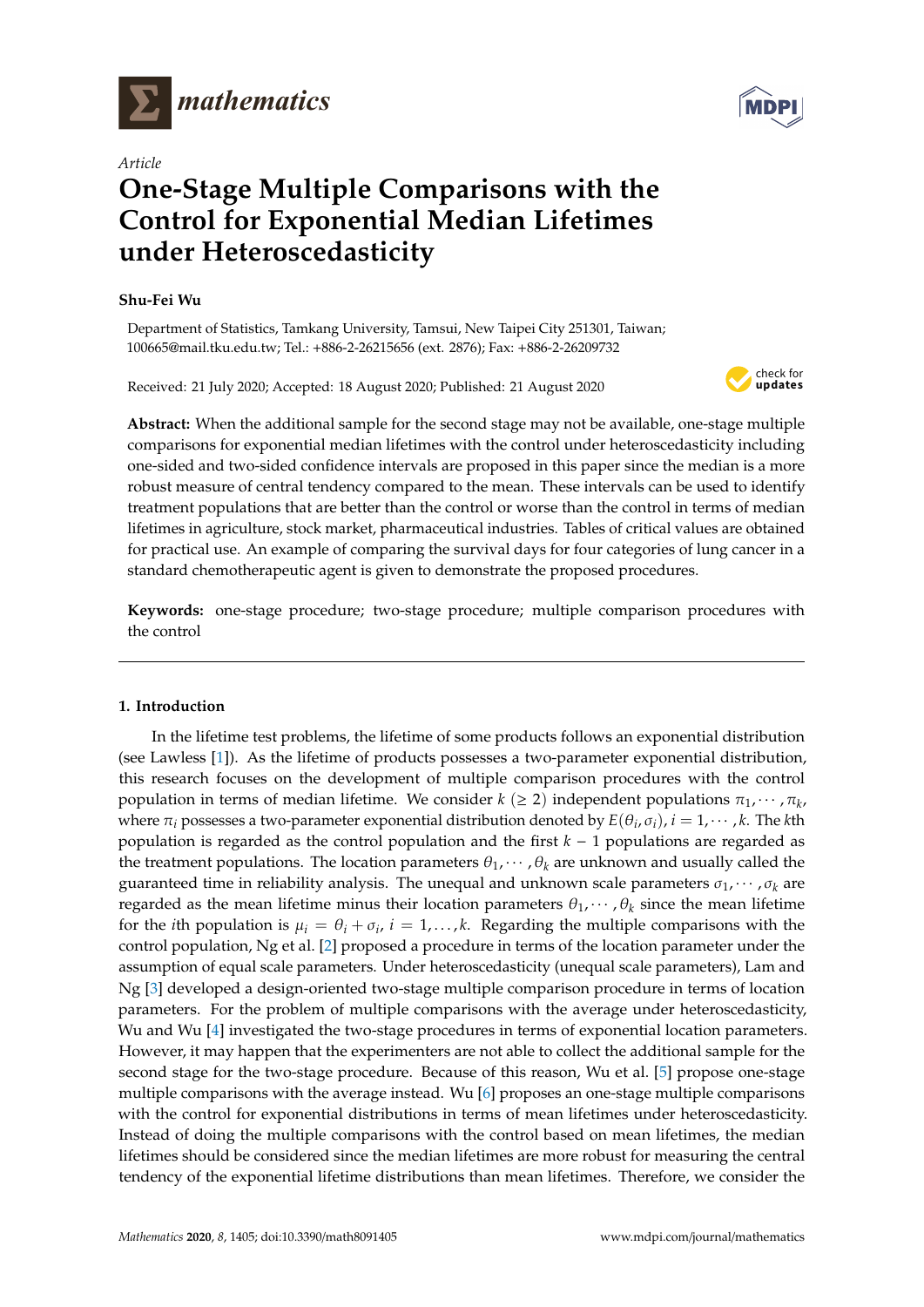*Article*

# One-Stage Multiple Comparisons with the Control for Exponential Median Lifetimes under Heteroscedasticity

**Shu-Fei Wu**

Department of Statistics, Tamkang University, Tamsui, New Taipei City 251301, Taiwan; 100665@mail.tku.edu.tw; Tel.: +886-2-26215656 (ext. 2876); Fax: +886-2-26209732

Received: 21 July 2020; Accepted: 18 August 2020; Published: 21 August 2020

**Abstract:** When the additional sample for the second stage may not be available, one-stage multiple comparisons for exponential median lifetimes with the control under heteroscedasticity including one-sided and two-sided confidence intervals are proposed in this paper since the median is a more robust measure of central tendency compared to the mean. These intervals can be used to identify treatment populations that are better than the control or worse than the control in terms of median lifetimes in agriculture, stock market, pharmaceutical industries. Tables of critical values are obtained for practical use. An example of comparing the survival days for four categories of lung cancer in a standard chemotherapeutic agent is given to demonstrate the proposed procedures.

**Keywords:** one-stage procedure; two-stage procedure; multiple comparison procedures with the control

## 1. Introduction

In the lifetime test problems, the lifetime of some products follows an exponential distribution (see Lawless [1]). As the lifetime of products possesses a two-parameter exponential distribution, this research focuses on the development of multiple comparison procedures with the control population in terms of median lifetime. We consider $k$ $(\geq 2)$ independent populations $\pi_1, \cdots, \pi_k$, where $\pi_i$ possesses a two-parameter exponential distribution denoted by $E(\theta_i, \sigma_i)$, $i = 1, \cdots, k$. The $k$th population is regarded as the control population and the first $k-1$ populations are regarded as the treatment populations. The location parameters $\theta_1, \cdots, \theta_k$ are unknown and usually called the guaranteed time in reliability analysis. The unequal and unknown scale parameters $\sigma_1, \cdots, \sigma_k$ are regarded as the mean lifetime minus their location parameters $\theta_1, \cdots, \theta_k$ since the mean lifetime for the $i$th population is $\mu_i = \theta_i + \sigma_i$, $i = 1, \ldots, k$. Regarding the multiple comparisons with the control population, Ng et al. [2] proposed a procedure in terms of the location parameter under the assumption of equal scale parameters. Under heteroscedasticity (unequal scale parameters), Lam and Ng [3] developed a design-oriented two-stage multiple comparison procedure in terms of location parameters. For the problem of multiple comparisons with the average under heteroscedasticity, Wu and Wu [4] investigated the two-stage procedures in terms of exponential location parameters. However, it may happen that the experimenters are not able to collect the additional sample for the second stage for the two-stage procedure. Because of this reason, Wu et al. [5] propose one-stage multiple comparisons with the average instead. Wu [6] proposes an one-stage multiple comparisons with the control for exponential distributions in terms of mean lifetimes under heteroscedasticity. Instead of doing the multiple comparisons with the control based on mean lifetimes, the median lifetimes should be considered since the median lifetimes are more robust for measuring the central tendency of the exponential lifetime distributions than mean lifetimes. Therefore, we consider the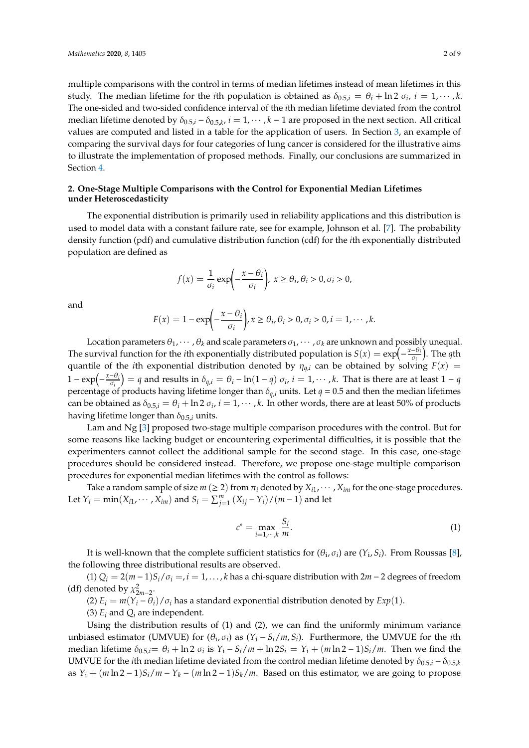multiple comparisons with the control in terms of median lifetimes instead of mean lifetimes in this study. The median lifetime for the $i$th population is obtained as $\delta_{0.5,i} = \theta_i + \ln 2\ \sigma_i$, $i = 1, \cdots, k$. The one-sided and two-sided confidence interval of the $i$th median lifetime deviated from the control median lifetime denoted by $\delta_{0.5,i} - \delta_{0.5,k}$, $i = 1, \cdots, k-1$ are proposed in the next section. All critical values are computed and listed in a table for the application of users. In Section 3, an example of comparing the survival days for four categories of lung cancer is considered for the illustrative aims to illustrate the implementation of proposed methods. Finally, our conclusions are summarized in Section 4.

## 2. One-Stage Multiple Comparisons with the Control for Exponential Median Lifetimes under Heteroscedasticity

The exponential distribution is primarily used in reliability applications and this distribution is used to model data with a constant failure rate, see for example, Johnson et al. [7]. The probability density function (pdf) and cumulative distribution function (cdf) for the $i$th exponentially distributed population are defined as

$$f(x) = \frac{1}{\sigma_i} \exp\left(-\frac{x - \theta_i}{\sigma_i}\right),\ x \geq \theta_i, \theta_i > 0, \sigma_i > 0,$$

and

$$F(x) = 1 - \exp\left(-\frac{x - \theta_i}{\sigma_i}\right), x \geq \theta_i, \theta_i > 0, \sigma_i > 0, i = 1, \cdots, k.$$

Location parameters $\theta_1, \cdots, \theta_k$ and scale parameters $\sigma_1, \cdots, \sigma_k$ are unknown and possibly unequal. The survival function for the $i$th exponentially distributed population is $S(x) = \exp\left(-\frac{x-\theta_i}{\sigma_i}\right)$. The $q$th quantile of the $i$th exponential distribution denoted by $\eta_{q,i}$ can be obtained by solving $F(x) = 1 - \exp\left(-\frac{x-\theta_i}{\sigma_i}\right) = q$ and results in $\delta_{q,i} = \theta_i - \ln(1-q)\ \sigma_i$, $i = 1, \cdots, k$. That is there are at least $1 - q$ percentage of products having lifetime longer than $\delta_{q,i}$ units. Let $q = 0.5$ and then the median lifetimes can be obtained as $\delta_{0.5,i} = \theta_i + \ln 2\ \sigma_i$, $i = 1, \cdots, k$. In other words, there are at least 50% of products having lifetime longer than $\delta_{0.5,i}$ units.

Lam and Ng [3] proposed two-stage multiple comparison procedures with the control. But for some reasons like lacking budget or encountering experimental difficulties, it is possible that the experimenters cannot collect the additional sample for the second stage. In this case, one-stage procedures should be considered instead. Therefore, we propose one-stage multiple comparison procedures for exponential median lifetimes with the control as follows:

Take a random sample of size $m\ (\geq 2)$ from $\pi_i$ denoted by $X_{i1}, \cdots, X_{im}$ for the one-stage procedures. Let $Y_i = \min(X_{i1}, \cdots, X_{im})$ and $S_i = \sum_{j=1}^{m} (X_{ij} - Y_i)/(m-1)$ and let

$$c^* = \max_{i=1,\cdots,k} \frac{S_i}{m}. \tag{1}$$

It is well-known that the complete sufficient statistics for $(\theta_i, \sigma_i)$ are $(Y_i, S_i)$. From Roussas [8], the following three distributional results are observed.

(1) $Q_i = 2(m-1)S_i/\sigma_i =, i = 1, \ldots, k$ has a chi-square distribution with $2m - 2$ degrees of freedom (df) denoted by $\chi^2_{2m-2}$.

(2) $E_i = m(Y_i - \theta_i)/\sigma_i$ has a standard exponential distribution denoted by $Exp(1)$.

(3) $E_i$ and $Q_i$ are independent.

Using the distribution results of (1) and (2), we can find the uniformly minimum variance unbiased estimator (UMVUE) for $(\theta_i, \sigma_i)$ as $(Y_i - S_i/m, S_i)$. Furthermore, the UMVUE for the $i$th median lifetime $\delta_{0.5,i} = \theta_i + \ln 2\ \sigma_i$ is $Y_i - S_i/m + \ln 2 S_i = Y_i + (m \ln 2 - 1)S_i/m$. Then we find the UMVUE for the $i$th median lifetime deviated from the control median lifetime denoted by $\delta_{0.5,i} - \delta_{0.5,k}$ as $Y_i + (m \ln 2 - 1)S_i/m - Y_k - (m \ln 2 - 1)S_k/m$. Based on this estimator, we are going to propose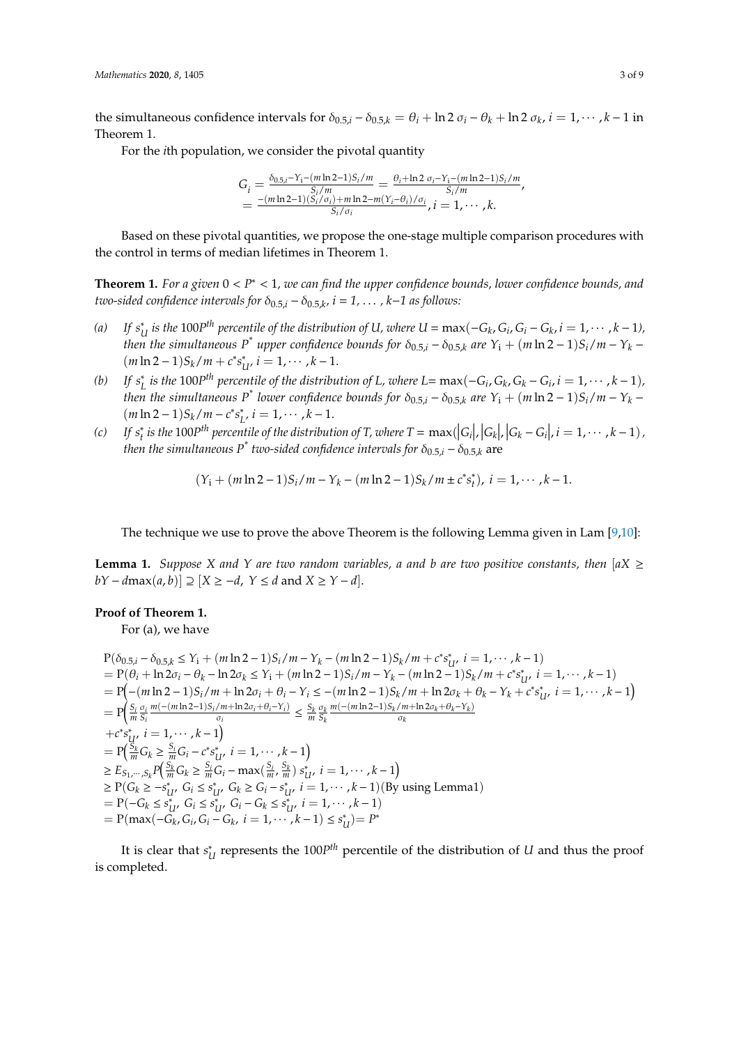the simultaneous confidence intervals for $\delta_{0.5,i} - \delta_{0.5,k} = \theta_i + \ln 2\,\sigma_i - \theta_k + \ln 2\,\sigma_k$, $i = 1, \cdots, k-1$ in Theorem 1.

For the $i$th population, we consider the pivotal quantity

$$
\begin{aligned}
G_i &= \frac{\delta_{0.5,i} - Y_i - (m\ln 2 - 1)S_i/m}{S_i/m} = \frac{\theta_i + \ln 2\,\sigma_i - Y_i - (m\ln 2 - 1)S_i/m}{S_i/m}, \\
&= \frac{-(m\ln 2 - 1)(S_i/\sigma_i) + m\ln 2 - m(Y_i - \theta_i)/\sigma_i}{S_i/\sigma_i}, i = 1, \cdots, k.
\end{aligned}
$$

Based on these pivotal quantities, we propose the one-stage multiple comparison procedures with the control in terms of median lifetimes in Theorem 1.

**Theorem 1.** *For a given $0 < P^* < 1$, we can find the upper confidence bounds, lower confidence bounds, and two-sided confidence intervals for $\delta_{0.5,i} - \delta_{0.5,k}$, $i = 1, \ldots, k-1$ as follows:*

(a) *If $s_U^*$ is the $100P^{th}$ percentile of the distribution of $U$, where $U = \max(-G_k, G_i, G_i - G_k, i = 1, \cdots, k-1)$, then the simultaneous $P^*$ upper confidence bounds for $\delta_{0.5,i} - \delta_{0.5,k}$ are $Y_i + (m\ln 2 - 1)S_i/m - Y_k - (m\ln 2 - 1)S_k/m + c^* s_U^*$, $i = 1, \cdots, k-1$.*

(b) *If $s_L^*$ is the $100P^{th}$ percentile of the distribution of $L$, where $L = \max(-G_i, G_k, G_k - G_i, i = 1, \cdots, k-1)$, then the simultaneous $P^*$ lower confidence bounds for $\delta_{0.5,i} - \delta_{0.5,k}$ are $Y_i + (m\ln 2 - 1)S_i/m - Y_k - (m\ln 2 - 1)S_k/m - c^* s_L^*$, $i = 1, \cdots, k-1$.*

(c) *If $s_t^*$ is the $100P^{th}$ percentile of the distribution of $T$, where $T = \max(|G_i|, |G_k|, |G_k - G_i|, i = 1, \cdots, k-1)$, then the simultaneous $P^*$ two-sided confidence intervals for $\delta_{0.5,i} - \delta_{0.5,k}$* are

$$
(Y_i + (m\ln 2 - 1)S_i/m - Y_k - (m\ln 2 - 1)S_k/m \pm c^* s_t^*),\ i = 1, \cdots, k-1.
$$

The technique we use to prove the above Theorem is the following Lemma given in Lam [9,10]:

**Lemma 1.** *Suppose $X$ and $Y$ are two random variables, $a$ and $b$ are two positive constants, then $[aX \geq bY - d\max(a, b)] \supseteq [X \geq -d,\ Y \leq d$ and $X \geq Y - d]$.*

**Proof of Theorem 1.**

For (a), we have

$$
\begin{aligned}
&P(\delta_{0.5,i} - \delta_{0.5,k} \leq Y_i + (m\ln 2 - 1)S_i/m - Y_k - (m\ln 2 - 1)S_k/m + c^* s_U^*,\ i = 1, \cdots, k-1) \\
&= P(\theta_i + \ln 2\sigma_i - \theta_k - \ln 2\sigma_k \leq Y_i + (m\ln 2 - 1)S_i/m - Y_k - (m\ln 2 - 1)S_k/m + c^* s_U^*,\ i = 1, \cdots, k-1) \\
&= P\Big(-(m\ln 2 - 1)S_i/m + \ln 2\sigma_i + \theta_i - Y_i \leq -(m\ln 2 - 1)S_k/m + \ln 2\sigma_k + \theta_k - Y_k + c^* s_U^*,\ i = 1, \cdots, k-1\Big) \\
&= P\Big(\frac{S_i}{m}\frac{\sigma_i}{S_i}\frac{m(-(m\ln 2 - 1)S_i/m + \ln 2\sigma_i + \theta_i - Y_i)}{\sigma_i} \leq \frac{S_k}{m}\frac{\sigma_k}{S_k}\frac{m(-(m\ln 2 - 1)S_k/m + \ln 2\sigma_k + \theta_k - Y_k)}{\sigma_k} \\
&\quad + c^* s_U^*,\ i = 1, \cdots, k-1\Big) \\
&= P\Big(\frac{S_k}{m}G_k \geq \frac{S_i}{m}G_i - c^* s_U^*,\ i = 1, \cdots, k-1\Big) \\
&\geq E_{S_1, \cdots, S_k} P\Big(\frac{S_k}{m}G_k \geq \frac{S_i}{m}G_i - \max\big(\frac{S_i}{m}, \frac{S_k}{m}\big)\, s_U^*,\ i = 1, \cdots, k-1\Big) \\
&\geq P(G_k \geq -s_U^*,\ G_i \leq s_U^*,\ G_k \geq G_i - s_U^*,\ i = 1, \cdots, k-1) (\text{By using Lemma1}) \\
&= P(-G_k \leq s_U^*,\ G_i \leq s_U^*,\ G_i - G_k \leq s_U^*,\ i = 1, \cdots, k-1) \\
&= P(\max(-G_k, G_i, G_i - G_k,\ i = 1, \cdots, k-1) \leq s_U^*) = P^*
\end{aligned}
$$

It is clear that $s_U^*$ represents the $100P^{th}$ percentile of the distribution of $U$ and thus the proof is completed.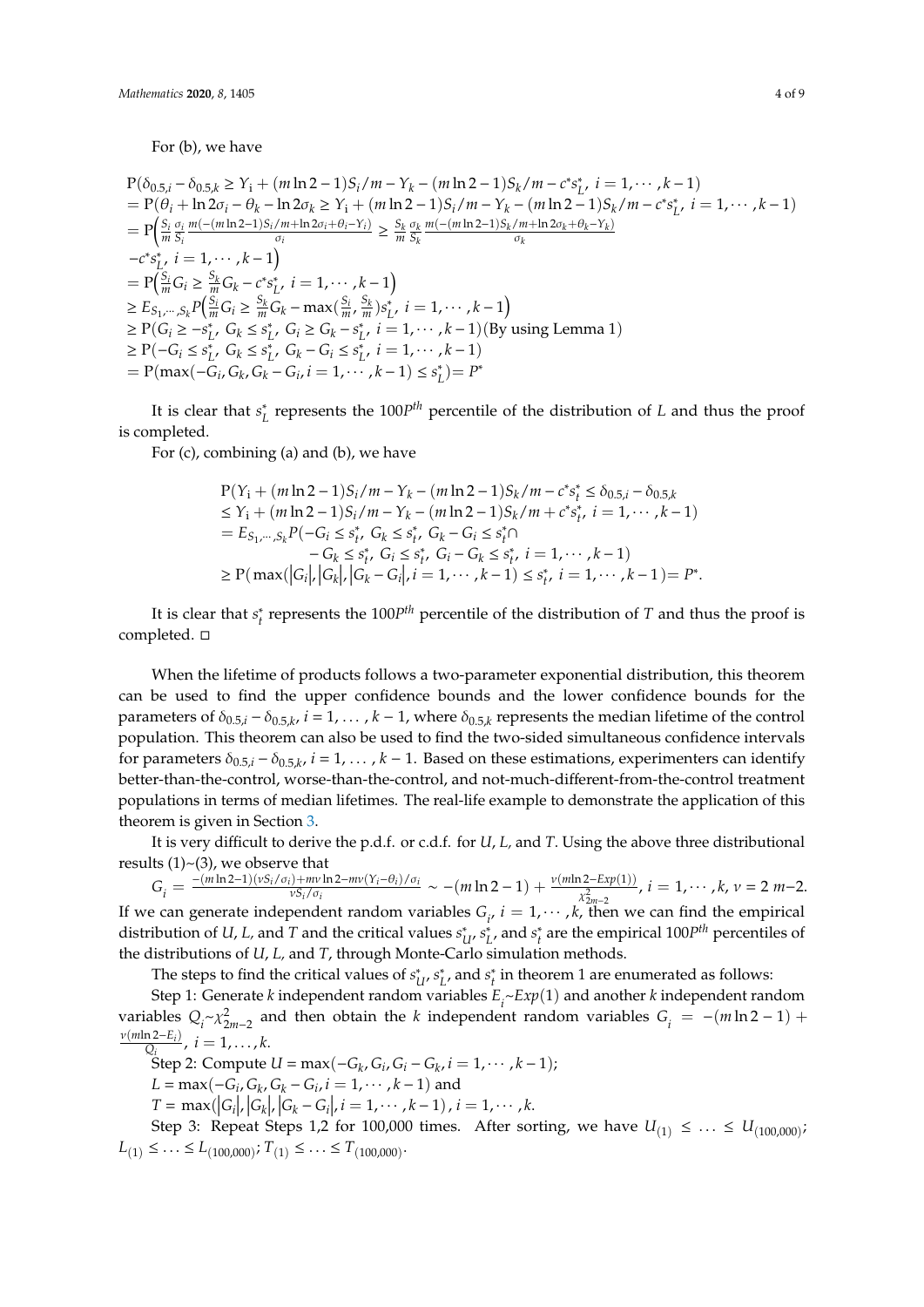For (b), we have

$$
\begin{aligned}
&\mathrm{P}(\delta_{0.5,i}-\delta_{0.5,k} \geq Y_{\mathrm{i}}+(m\ln 2-1)S_i/m-Y_k-(m\ln 2-1)S_k/m-c^*s_L^*,\ i=1,\cdots,k-1)\\
&=\mathrm{P}(\theta_i+\ln 2\sigma_i-\theta_k-\ln 2\sigma_k \geq Y_{\mathrm{i}}+(m\ln 2-1)S_i/m-Y_k-(m\ln 2-1)S_k/m-c^*s_L^*,\ i=1,\cdots,k-1)\\
&=\mathrm{P}\Big(\tfrac{S_i}{m}\tfrac{\sigma_i}{S_i}\tfrac{m(-(m\ln 2-1)S_i/m+\ln 2\sigma_i+\theta_i-Y_i)}{\sigma_i} \geq \tfrac{S_k}{m}\tfrac{\sigma_k}{S_k}\tfrac{m(-(m\ln 2-1)S_k/m+\ln 2\sigma_k+\theta_k-Y_k)}{\sigma_k}\\
&-c^*s_L^*,\ i=1,\cdots,k-1\Big)\\
&=\mathrm{P}\Big(\tfrac{S_i}{m}G_i \geq \tfrac{S_k}{m}G_k-c^*s_L^*,\ i=1,\cdots,k-1\Big)\\
&\geq E_{S_1,\cdots,S_k}P\Big(\tfrac{S_i}{m}G_i \geq \tfrac{S_k}{m}G_k-\max(\tfrac{S_i}{m},\tfrac{S_k}{m})s_L^*,\ i=1,\cdots,k-1\Big)\\
&\geq \mathrm{P}(G_i \geq -s_L^*,\ G_k \leq s_L^*,\ G_i \geq G_k-s_L^*,\ i=1,\cdots,k-1)(\text{By using Lemma 1})\\
&\geq \mathrm{P}(-G_i \leq s_L^*,\ G_k \leq s_L^*,\ G_k-G_i \leq s_L^*,\ i=1,\cdots,k-1)\\
&=\mathrm{P}(\max(-G_i,G_k,G_k-G_i,i=1,\cdots,k-1) \leq s_L^*)=P^*
\end{aligned}
$$

It is clear that $s_L^*$ represents the $100P^{th}$ percentile of the distribution of $L$ and thus the proof is completed.

For (c), combining (a) and (b), we have

$$
\begin{aligned}
&\mathrm{P}(Y_{\mathrm{i}}+(m\ln 2-1)S_i/m-Y_k-(m\ln 2-1)S_k/m-c^*s_t^* \leq \delta_{0.5,i}-\delta_{0.5,k}\\
&\leq Y_{\mathrm{i}}+(m\ln 2-1)S_i/m-Y_k-(m\ln 2-1)S_k/m+c^*s_t^*,\ i=1,\cdots,k-1)\\
&=E_{S_1,\cdots,S_k}P(-G_i \leq s_t^*,\ G_k \leq s_t^*,\ G_k-G_i \leq s_t^*\cap\\
&\qquad -G_k \leq s_t^*,\ G_i \leq s_t^*,\ G_i-G_k \leq s_t^*,\ i=1,\cdots,k-1)\\
&\geq \mathrm{P}(\max(|G_i|,|G_k|,|G_k-G_i|,i=1,\cdots,k-1) \leq s_t^*,\ i=1,\cdots,k-1)=P^*.
\end{aligned}
$$

It is clear that $s_t^*$ represents the $100P^{th}$ percentile of the distribution of $T$ and thus the proof is completed. □

When the lifetime of products follows a two-parameter exponential distribution, this theorem can be used to find the upper confidence bounds and the lower confidence bounds for the parameters of $\delta_{0.5,i}-\delta_{0.5,k}$, $i=1,\ldots,k-1$, where $\delta_{0.5,k}$ represents the median lifetime of the control population. This theorem can also be used to find the two-sided simultaneous confidence intervals for parameters $\delta_{0.5,i}-\delta_{0.5,k}$, $i=1,\ldots,k-1$. Based on these estimations, experimenters can identify better-than-the-control, worse-than-the-control, and not-much-different-from-the-control treatment populations in terms of median lifetimes. The real-life example to demonstrate the application of this theorem is given in Section 3.

It is very difficult to derive the p.d.f. or c.d.f. for $U$, $L$, and $T$. Using the above three distributional results (1)~(3), we observe that

$G_i=\frac{-(m\ln 2-1)(vS_i/\sigma_i)+mv\ln 2-mv(Y_i-\theta_i)/\sigma_i}{vS_i/\sigma_i} \sim -(m\ln 2-1)+\frac{v(m\ln 2-Exp(1))}{\chi^2_{2m-2}}$, $i=1,\cdots,k$, $v=2m-2$.

If we can generate independent random variables $G_i$, $i=1,\cdots,k$, then we can find the empirical distribution of $U$, $L$, and $T$ and the critical values $s_U^*$, $s_L^*$, and $s_t^*$ are the empirical $100P^{th}$ percentiles of the distributions of $U$, $L$, and $T$, through Monte-Carlo simulation methods.

The steps to find the critical values of $s_U^*$, $s_L^*$, and $s_t^*$ in theorem 1 are enumerated as follows:

Step 1: Generate $k$ independent random variables $E_i \sim Exp(1)$ and another $k$ independent random variables $Q_i \sim \chi^2_{2m-2}$ and then obtain the $k$ independent random variables $G_i=-(m\ln 2-1)+\frac{v(m\ln 2-E_i)}{Q_i}$, $i=1,\ldots,k$.

Step 2: Compute $U=\max(-G_k,G_i,G_i-G_k,i=1,\cdots,k-1)$;

$L=\max(-G_i,G_k,G_k-G_i,i=1,\cdots,k-1)$ and

$T=\max(|G_i|,|G_k|,|G_k-G_i|,i=1,\cdots,k-1)$, $i=1,\cdots,k$.

Step 3: Repeat Steps 1,2 for 100,000 times. After sorting, we have $U_{(1)} \leq \ldots \leq U_{(100{,}000)}$; $L_{(1)} \leq \ldots \leq L_{(100{,}000)}$; $T_{(1)} \leq \ldots \leq T_{(100{,}000)}$.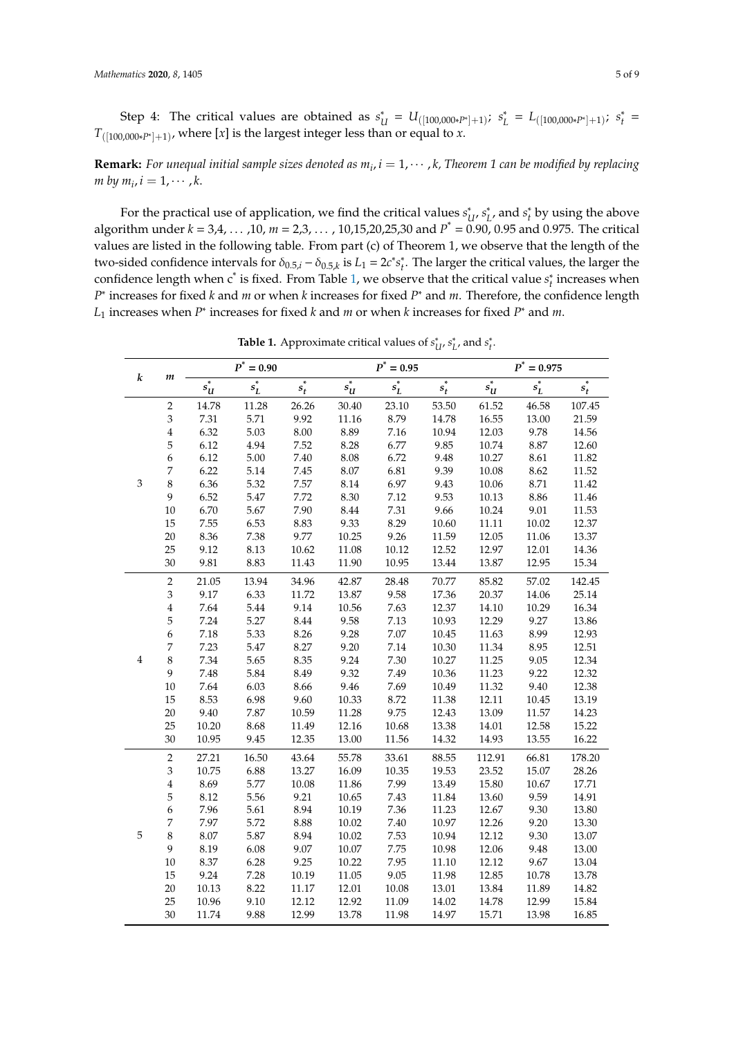Step 4: The critical values are obtained as $s_U^* = U_{([100{,}000 * P^*]+1)}$; $s_L^* = L_{([100{,}000 * P^*]+1)}$; $s_t^* = T_{([100{,}000 * P^*]+1)}$, where $[x]$ is the largest integer less than or equal to $x$.

**Remark:** *For unequal initial sample sizes denoted as $m_i, i = 1, \cdots, k$, Theorem 1 can be modified by replacing $m$ by $m_i, i = 1, \cdots, k$.*

For the practical use of application, we find the critical values $s_U^*$, $s_L^*$, and $s_t^*$ by using the above algorithm under $k$ = 3,4, … ,10, $m$ = 2,3, … , 10,15,20,25,30 and $P^*$ = 0.90, 0.95 and 0.975. The critical values are listed in the following table. From part (c) of Theorem 1, we observe that the length of the two-sided confidence intervals for $\delta_{0.5,i} - \delta_{0.5,k}$ is $L_1 = 2c^* s_t^*$. The larger the critical values, the larger the confidence length when $c^*$ is fixed. From Table 1, we observe that the critical value $s_t^*$ increases when $P^*$ increases for fixed $k$ and $m$ or when $k$ increases for fixed $P^*$ and $m$. Therefore, the confidence length $L_1$ increases when $P^*$ increases for fixed $k$ and $m$ or when $k$ increases for fixed $P^*$ and $m$.

**Table 1.** Approximate critical values of $s_U^*$, $s_L^*$, and $s_t^*$.

| $k$ | $m$ | $P^* = 0.90$ | | | $P^* = 0.95$ | | | $P^* = 0.975$ | | |
|---|---|---|---|---|---|---|---|---|---|---|
| | | $s_U^*$ | $s_L^*$ | $s_t^*$ | $s_U^*$ | $s_L^*$ | $s_t^*$ | $s_U^*$ | $s_L^*$ | $s_t^*$ |
| 3 | 2 | 14.78 | 11.28 | 26.26 | 30.40 | 23.10 | 53.50 | 61.52 | 46.58 | 107.45 |
| | 3 | 7.31 | 5.71 | 9.92 | 11.16 | 8.79 | 14.78 | 16.55 | 13.00 | 21.59 |
| | 4 | 6.32 | 5.03 | 8.00 | 8.89 | 7.16 | 10.94 | 12.03 | 9.78 | 14.56 |
| | 5 | 6.12 | 4.94 | 7.52 | 8.28 | 6.77 | 9.85 | 10.74 | 8.87 | 12.60 |
| | 6 | 6.12 | 5.00 | 7.40 | 8.08 | 6.72 | 9.48 | 10.27 | 8.61 | 11.82 |
| | 7 | 6.22 | 5.14 | 7.45 | 8.07 | 6.81 | 9.39 | 10.08 | 8.62 | 11.52 |
| | 8 | 6.36 | 5.32 | 7.57 | 8.14 | 6.97 | 9.43 | 10.06 | 8.71 | 11.42 |
| | 9 | 6.52 | 5.47 | 7.72 | 8.30 | 7.12 | 9.53 | 10.13 | 8.86 | 11.46 |
| | 10 | 6.70 | 5.67 | 7.90 | 8.44 | 7.31 | 9.66 | 10.24 | 9.01 | 11.53 |
| | 15 | 7.55 | 6.53 | 8.83 | 9.33 | 8.29 | 10.60 | 11.11 | 10.02 | 12.37 |
| | 20 | 8.36 | 7.38 | 9.77 | 10.25 | 9.26 | 11.59 | 12.05 | 11.06 | 13.37 |
| | 25 | 9.12 | 8.13 | 10.62 | 11.08 | 10.12 | 12.52 | 12.97 | 12.01 | 14.36 |
| | 30 | 9.81 | 8.83 | 11.43 | 11.90 | 10.95 | 13.44 | 13.87 | 12.95 | 15.34 |
| 4 | 2 | 21.05 | 13.94 | 34.96 | 42.87 | 28.48 | 70.77 | 85.82 | 57.02 | 142.45 |
| | 3 | 9.17 | 6.33 | 11.72 | 13.87 | 9.58 | 17.36 | 20.37 | 14.06 | 25.14 |
| | 4 | 7.64 | 5.44 | 9.14 | 10.56 | 7.63 | 12.37 | 14.10 | 10.29 | 16.34 |
| | 5 | 7.24 | 5.27 | 8.44 | 9.58 | 7.13 | 10.93 | 12.29 | 9.27 | 13.86 |
| | 6 | 7.18 | 5.33 | 8.26 | 9.28 | 7.07 | 10.45 | 11.63 | 8.99 | 12.93 |
| | 7 | 7.23 | 5.47 | 8.27 | 9.20 | 7.14 | 10.30 | 11.34 | 8.95 | 12.51 |
| | 8 | 7.34 | 5.65 | 8.35 | 9.24 | 7.30 | 10.27 | 11.25 | 9.05 | 12.34 |
| | 9 | 7.48 | 5.84 | 8.49 | 9.32 | 7.49 | 10.36 | 11.23 | 9.22 | 12.32 |
| | 10 | 7.64 | 6.03 | 8.66 | 9.46 | 7.69 | 10.49 | 11.32 | 9.40 | 12.38 |
| | 15 | 8.53 | 6.98 | 9.60 | 10.33 | 8.72 | 11.38 | 12.11 | 10.45 | 13.19 |
| | 20 | 9.40 | 7.87 | 10.59 | 11.28 | 9.75 | 12.43 | 13.09 | 11.57 | 14.23 |
| | 25 | 10.20 | 8.68 | 11.49 | 12.16 | 10.68 | 13.38 | 14.01 | 12.58 | 15.22 |
| | 30 | 10.95 | 9.45 | 12.35 | 13.00 | 11.56 | 14.32 | 14.93 | 13.55 | 16.22 |
| 5 | 2 | 27.21 | 16.50 | 43.64 | 55.78 | 33.61 | 88.55 | 112.91 | 66.81 | 178.20 |
| | 3 | 10.75 | 6.88 | 13.27 | 16.09 | 10.35 | 19.53 | 23.52 | 15.07 | 28.26 |
| | 4 | 8.69 | 5.77 | 10.08 | 11.86 | 7.99 | 13.49 | 15.80 | 10.67 | 17.71 |
| | 5 | 8.12 | 5.56 | 9.21 | 10.65 | 7.43 | 11.84 | 13.60 | 9.59 | 14.91 |
| | 6 | 7.96 | 5.61 | 8.94 | 10.19 | 7.36 | 11.23 | 12.67 | 9.30 | 13.80 |
| | 7 | 7.97 | 5.72 | 8.88 | 10.02 | 7.40 | 10.97 | 12.26 | 9.20 | 13.30 |
| | 8 | 8.07 | 5.87 | 8.94 | 10.02 | 7.53 | 10.94 | 12.12 | 9.30 | 13.07 |
| | 9 | 8.19 | 6.08 | 9.07 | 10.07 | 7.75 | 10.98 | 12.06 | 9.48 | 13.00 |
| | 10 | 8.37 | 6.28 | 9.25 | 10.22 | 7.95 | 11.10 | 12.12 | 9.67 | 13.04 |
| | 15 | 9.24 | 7.28 | 10.19 | 11.05 | 9.05 | 11.98 | 12.85 | 10.78 | 13.78 |
| | 20 | 10.13 | 8.22 | 11.17 | 12.01 | 10.08 | 13.01 | 13.84 | 11.89 | 14.82 |
| | 25 | 10.96 | 9.10 | 12.12 | 12.92 | 11.09 | 14.02 | 14.78 | 12.99 | 15.84 |
| | 30 | 11.74 | 9.88 | 12.99 | 13.78 | 11.98 | 14.97 | 15.71 | 13.98 | 16.85 |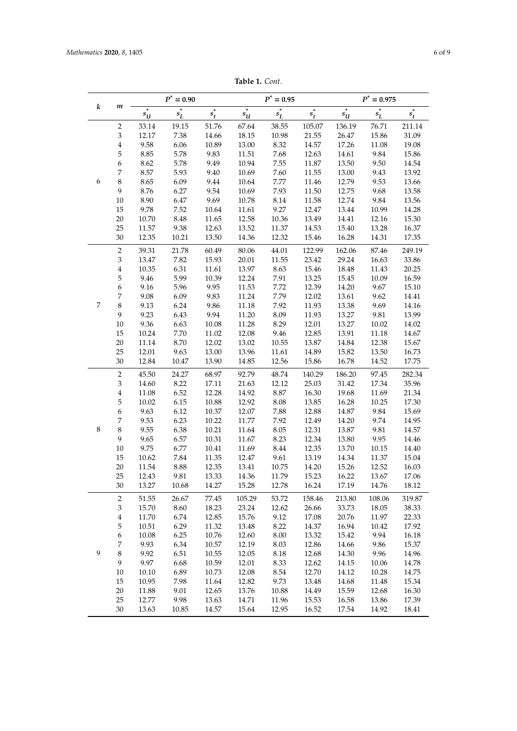**Table 1.** *Cont.*

| $k$ | $m$ | $P^* = 0.90$ | | | $P^* = 0.95$ | | | $P^* = 0.975$ | | |
|---|---|---|---|---|---|---|---|---|---|---|
| | | $s_U^*$ | $s_L^*$ | $s_t^*$ | $s_U^*$ | $s_L^*$ | $s_t^*$ | $s_U^*$ | $s_L^*$ | $s_t^*$ |
| 6 | 2 | 33.14 | 19.15 | 51.76 | 67.64 | 38.55 | 105.07 | 136.19 | 76.71 | 211.14 |
| | 3 | 12.17 | 7.38 | 14.66 | 18.15 | 10.98 | 21.55 | 26.47 | 15.86 | 31.09 |
| | 4 | 9.58 | 6.06 | 10.89 | 13.00 | 8.32 | 14.57 | 17.26 | 11.08 | 19.08 |
| | 5 | 8.85 | 5.78 | 9.83 | 11.51 | 7.68 | 12.63 | 14.61 | 9.84 | 15.86 |
| | 6 | 8.62 | 5.78 | 9.49 | 10.94 | 7.55 | 11.87 | 13.50 | 9.50 | 14.54 |
| | 7 | 8.57 | 5.93 | 9.40 | 10.69 | 7.60 | 11.55 | 13.00 | 9.43 | 13.92 |
| | 8 | 8.65 | 6.09 | 9.44 | 10.64 | 7.77 | 11.46 | 12.79 | 9.53 | 13.66 |
| | 9 | 8.76 | 6.27 | 9.54 | 10.69 | 7.93 | 11.50 | 12.75 | 9.68 | 13.58 |
| | 10 | 8.90 | 6.47 | 9.69 | 10.78 | 8.14 | 11.58 | 12.74 | 9.84 | 13.56 |
| | 15 | 9.78 | 7.52 | 10.64 | 11.61 | 9.27 | 12.47 | 13.44 | 10.99 | 14.28 |
| | 20 | 10.70 | 8.48 | 11.65 | 12.58 | 10.36 | 13.49 | 14.41 | 12.16 | 15.30 |
| | 25 | 11.57 | 9.38 | 12.63 | 13.52 | 11.37 | 14.53 | 15.40 | 13.28 | 16.37 |
| | 30 | 12.35 | 10.21 | 13.50 | 14.36 | 12.32 | 15.46 | 16.28 | 14.31 | 17.35 |
| 7 | 2 | 39.31 | 21.78 | 60.49 | 80.06 | 44.01 | 122.99 | 162.06 | 87.46 | 249.19 |
| | 3 | 13.47 | 7.82 | 15.93 | 20.01 | 11.55 | 23.42 | 29.24 | 16.63 | 33.86 |
| | 4 | 10.35 | 6.31 | 11.61 | 13.97 | 8.63 | 15.46 | 18.48 | 11.43 | 20.25 |
| | 5 | 9.46 | 5.99 | 10.39 | 12.24 | 7.91 | 13.25 | 15.45 | 10.09 | 16.59 |
| | 6 | 9.16 | 5.96 | 9.95 | 11.53 | 7.72 | 12.39 | 14.20 | 9.67 | 15.10 |
| | 7 | 9.08 | 6.09 | 9.83 | 11.24 | 7.79 | 12.02 | 13.61 | 9.62 | 14.41 |
| | 8 | 9.13 | 6.24 | 9.86 | 11.18 | 7.92 | 11.93 | 13.38 | 9.69 | 14.16 |
| | 9 | 9.23 | 6.43 | 9.94 | 11.20 | 8.09 | 11.93 | 13.27 | 9.81 | 13.99 |
| | 10 | 9.36 | 6.63 | 10.08 | 11.28 | 8.29 | 12.01 | 13.27 | 10.02 | 14.02 |
| | 15 | 10.24 | 7.70 | 11.02 | 12.08 | 9.46 | 12.85 | 13.91 | 11.18 | 14.67 |
| | 20 | 11.14 | 8.70 | 12.02 | 13.02 | 10.55 | 13.87 | 14.84 | 12.38 | 15.67 |
| | 25 | 12.01 | 9.63 | 13.00 | 13.96 | 11.61 | 14.89 | 15.82 | 13.50 | 16.73 |
| | 30 | 12.84 | 10.47 | 13.90 | 14.85 | 12.56 | 15.86 | 16.78 | 14.52 | 17.75 |
| 8 | 2 | 45.50 | 24.27 | 68.97 | 92.79 | 48.74 | 140.29 | 186.20 | 97.45 | 282.34 |
| | 3 | 14.60 | 8.22 | 17.11 | 21.63 | 12.12 | 25.03 | 31.42 | 17.34 | 35.96 |
| | 4 | 11.08 | 6.52 | 12.28 | 14.92 | 8.87 | 16.30 | 19.68 | 11.69 | 21.34 |
| | 5 | 10.02 | 6.15 | 10.88 | 12.92 | 8.08 | 13.85 | 16.28 | 10.25 | 17.30 |
| | 6 | 9.63 | 6.12 | 10.37 | 12.07 | 7.88 | 12.88 | 14.87 | 9.84 | 15.69 |
| | 7 | 9.53 | 6.23 | 10.22 | 11.77 | 7.92 | 12.49 | 14.20 | 9.74 | 14.95 |
| | 8 | 9.55 | 6.38 | 10.21 | 11.64 | 8.05 | 12.31 | 13.87 | 9.81 | 14.57 |
| | 9 | 9.65 | 6.57 | 10.31 | 11.67 | 8.23 | 12.34 | 13.80 | 9.95 | 14.46 |
| | 10 | 9.75 | 6.77 | 10.41 | 11.69 | 8.44 | 12.35 | 13.70 | 10.15 | 14.40 |
| | 15 | 10.62 | 7.84 | 11.35 | 12.47 | 9.61 | 13.19 | 14.34 | 11.37 | 15.04 |
| | 20 | 11.54 | 8.88 | 12.35 | 13.41 | 10.75 | 14.20 | 15.26 | 12.52 | 16.03 |
| | 25 | 12.43 | 9.81 | 13.33 | 14.36 | 11.79 | 15.23 | 16.22 | 13.67 | 17.06 |
| | 30 | 13.27 | 10.68 | 14.27 | 15.28 | 12.78 | 16.24 | 17.19 | 14.76 | 18.12 |
| 9 | 2 | 51.55 | 26.67 | 77.45 | 105.29 | 53.72 | 158.46 | 213.80 | 108.06 | 319.87 |
| | 3 | 15.70 | 8.60 | 18.23 | 23.24 | 12.62 | 26.66 | 33.73 | 18.05 | 38.33 |
| | 4 | 11.70 | 6.74 | 12.85 | 15.76 | 9.12 | 17.08 | 20.76 | 11.97 | 22.33 |
| | 5 | 10.51 | 6.29 | 11.32 | 13.48 | 8.22 | 14.37 | 16.94 | 10.42 | 17.92 |
| | 6 | 10.08 | 6.25 | 10.76 | 12.60 | 8.00 | 13.32 | 15.42 | 9.94 | 16.18 |
| | 7 | 9.93 | 6.34 | 10.57 | 12.19 | 8.03 | 12.86 | 14.66 | 9.86 | 15.37 |
| | 8 | 9.92 | 6.51 | 10.55 | 12.05 | 8.18 | 12.68 | 14.30 | 9.96 | 14.96 |
| | 9 | 9.97 | 6.68 | 10.59 | 12.01 | 8.33 | 12.62 | 14.15 | 10.06 | 14.78 |
| | 10 | 10.10 | 6.89 | 10.73 | 12.08 | 8.54 | 12.70 | 14.12 | 10.28 | 14.75 |
| | 15 | 10.95 | 7.98 | 11.64 | 12.82 | 9.73 | 13.48 | 14.68 | 11.48 | 15.34 |
| | 20 | 11.88 | 9.01 | 12.65 | 13.76 | 10.88 | 14.49 | 15.59 | 12.68 | 16.30 |
| | 25 | 12.77 | 9.98 | 13.63 | 14.71 | 11.96 | 15.53 | 16.58 | 13.86 | 17.39 |
| | 30 | 13.63 | 10.85 | 14.57 | 15.64 | 12.95 | 16.52 | 17.54 | 14.92 | 18.41 |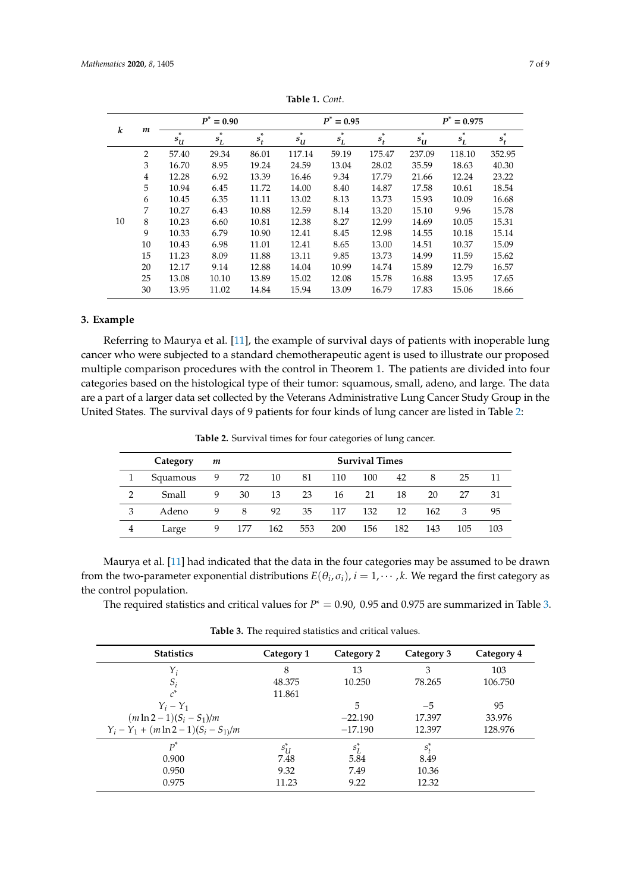**Table 1.** *Cont.*

| $k$ | $m$ | $P^* = 0.90$ | | | $P^* = 0.95$ | | | $P^* = 0.975$ | | |
|---|---|---|---|---|---|---|---|---|---|---|
| | | $s_U^*$ | $s_L^*$ | $s_t^*$ | $s_U^*$ | $s_L^*$ | $s_t^*$ | $s_U^*$ | $s_L^*$ | $s_t^*$ |
| 10 | 2 | 57.40 | 29.34 | 86.01 | 117.14 | 59.19 | 175.47 | 237.09 | 118.10 | 352.95 |
| | 3 | 16.70 | 8.95 | 19.24 | 24.59 | 13.04 | 28.02 | 35.59 | 18.63 | 40.30 |
| | 4 | 12.28 | 6.92 | 13.39 | 16.46 | 9.34 | 17.79 | 21.66 | 12.24 | 23.22 |
| | 5 | 10.94 | 6.45 | 11.72 | 14.00 | 8.40 | 14.87 | 17.58 | 10.61 | 18.54 |
| | 6 | 10.45 | 6.35 | 11.11 | 13.02 | 8.13 | 13.73 | 15.93 | 10.09 | 16.68 |
| | 7 | 10.27 | 6.43 | 10.88 | 12.59 | 8.14 | 13.20 | 15.10 | 9.96 | 15.78 |
| | 8 | 10.23 | 6.60 | 10.81 | 12.38 | 8.27 | 12.99 | 14.69 | 10.05 | 15.31 |
| | 9 | 10.33 | 6.79 | 10.90 | 12.41 | 8.45 | 12.98 | 14.55 | 10.18 | 15.14 |
| | 10 | 10.43 | 6.98 | 11.01 | 12.41 | 8.65 | 13.00 | 14.51 | 10.37 | 15.09 |
| | 15 | 11.23 | 8.09 | 11.88 | 13.11 | 9.85 | 13.73 | 14.99 | 11.59 | 15.62 |
| | 20 | 12.17 | 9.14 | 12.88 | 14.04 | 10.99 | 14.74 | 15.89 | 12.79 | 16.57 |
| | 25 | 13.08 | 10.10 | 13.89 | 15.02 | 12.08 | 15.78 | 16.88 | 13.95 | 17.65 |
| | 30 | 13.95 | 11.02 | 14.84 | 15.94 | 13.09 | 16.79 | 17.83 | 15.06 | 18.66 |

## 3. Example

Referring to Maurya et al. [11], the example of survival days of patients with inoperable lung cancer who were subjected to a standard chemotherapeutic agent is used to illustrate our proposed multiple comparison procedures with the control in Theorem 1. The patients are divided into four categories based on the histological type of their tumor: squamous, small, adeno, and large. The data are a part of a larger data set collected by the Veterans Administrative Lung Cancer Study Group in the United States. The survival days of 9 patients for four kinds of lung cancer are listed in Table 2:

**Table 2.** Survival times for four categories of lung cancer.

| | Category | $m$ | Survival Times | | | | | | | | |
|---|---|---|---|---|---|---|---|---|---|---|---|
| 1 | Squamous | 9 | 72 | 10 | 81 | 110 | 100 | 42 | 8 | 25 | 11 |
| 2 | Small | 9 | 30 | 13 | 23 | 16 | 21 | 18 | 20 | 27 | 31 |
| 3 | Adeno | 9 | 8 | 92 | 35 | 117 | 132 | 12 | 162 | 3 | 95 |
| 4 | Large | 9 | 177 | 162 | 553 | 200 | 156 | 182 | 143 | 105 | 103 |

Maurya et al. [11] had indicated that the data in the four categories may be assumed to be drawn from the two-parameter exponential distributions $E(\theta_i, \sigma_i)$, $i = 1, \cdots, k$. We regard the first category as the control population.

The required statistics and critical values for $P^* = 0.90,\ 0.95$ and $0.975$ are summarized in Table 3.

**Table 3.** The required statistics and critical values.

| Statistics | Category 1 | Category 2 | Category 3 | Category 4 |
|---|---|---|---|---|
| $Y_i$ | 8 | 13 | 3 | 103 |
| $S_i$ | 48.375 | 10.250 | 78.265 | 106.750 |
| $c^*$ | 11.861 | | | |
| $Y_i - Y_1$ | | 5 | $-5$ | 95 |
| $(m \ln 2 - 1)(S_i - S_1)/m$ | | $-22.190$ | 17.397 | 33.976 |
| $Y_i - Y_1 + (m \ln 2 - 1)(S_i - S_1)/m$ | | $-17.190$ | 12.397 | 128.976 |
| $P^*$ | $s_U^*$ | $s_L^*$ | $s_t^*$ | |
| 0.900 | 7.48 | 5.84 | 8.49 | |
| 0.950 | 9.32 | 7.49 | 10.36 | |
| 0.975 | 11.23 | 9.22 | 12.32 | |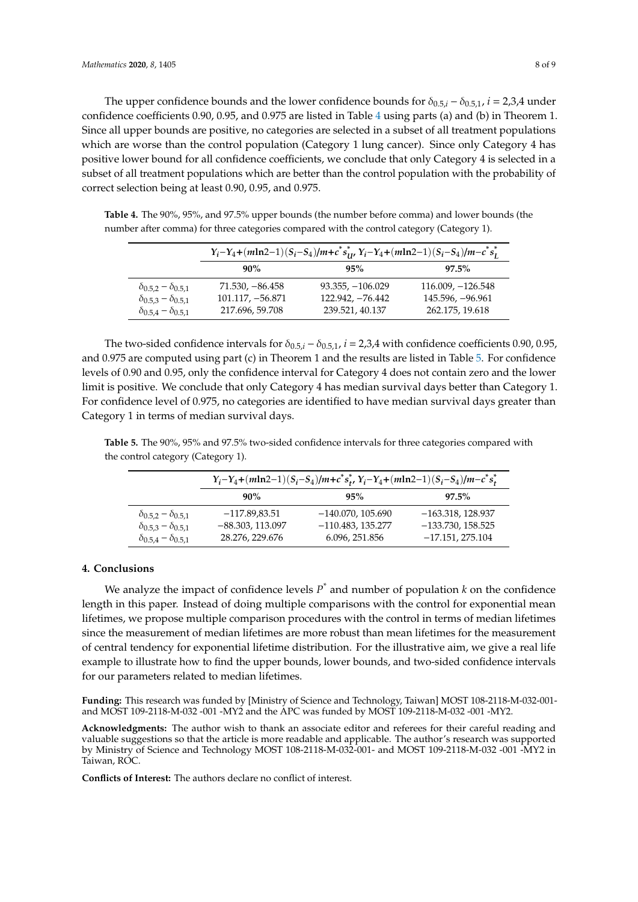The upper confidence bounds and the lower confidence bounds for $\delta_{0.5,i} - \delta_{0.5,1}$, $i$ = 2,3,4 under confidence coefficients 0.90, 0.95, and 0.975 are listed in Table 4 using parts (a) and (b) in Theorem 1. Since all upper bounds are positive, no categories are selected in a subset of all treatment populations which are worse than the control population (Category 1 lung cancer). Since only Category 4 has positive lower bound for all confidence coefficients, we conclude that only Category 4 is selected in a subset of all treatment populations which are better than the control population with the probability of correct selection being at least 0.90, 0.95, and 0.975.

**Table 4.** The 90%, 95%, and 97.5% upper bounds (the number before comma) and lower bounds (the number after comma) for three categories compared with the control category (Category 1).

| | $Y_i - Y_4 + (m\ln 2 - 1)(S_i - S_4)/m + c^* s_U^*$, $Y_i - Y_4 + (m\ln 2 - 1)(S_i - S_4)/m - c^* s_L^*$ | | |
|---|---|---|---|
| | **90%** | **95%** | **97.5%** |
| $\delta_{0.5,2} - \delta_{0.5,1}$ | 71.530, −86.458 | 93.355, −106.029 | 116.009, −126.548 |
| $\delta_{0.5,3} - \delta_{0.5,1}$ | 101.117, −56.871 | 122.942, −76.442 | 145.596, −96.961 |
| $\delta_{0.5,4} - \delta_{0.5,1}$ | 217.696, 59.708 | 239.521, 40.137 | 262.175, 19.618 |

The two-sided confidence intervals for $\delta_{0.5,i} - \delta_{0.5,1}$, $i$ = 2,3,4 with confidence coefficients 0.90, 0.95, and 0.975 are computed using part (c) in Theorem 1 and the results are listed in Table 5. For confidence levels of 0.90 and 0.95, only the confidence interval for Category 4 does not contain zero and the lower limit is positive. We conclude that only Category 4 has median survival days better than Category 1. For confidence level of 0.975, no categories are identified to have median survival days greater than Category 1 in terms of median survival days.

**Table 5.** The 90%, 95% and 97.5% two-sided confidence intervals for three categories compared with the control category (Category 1).

| | $Y_i - Y_4 + (m\ln 2 - 1)(S_i - S_4)/m + c^* s_t^*$, $Y_i - Y_4 + (m\ln 2 - 1)(S_i - S_4)/m - c^* s_t^*$ | | |
|---|---|---|---|
| | **90%** | **95%** | **97.5%** |
| $\delta_{0.5,2} - \delta_{0.5,1}$ | −117.89,83.51 | −140.070, 105.690 | −163.318, 128.937 |
| $\delta_{0.5,3} - \delta_{0.5,1}$ | −88.303, 113.097 | −110.483, 135.277 | −133.730, 158.525 |
| $\delta_{0.5,4} - \delta_{0.5,1}$ | 28.276, 229.676 | 6.096, 251.856 | −17.151, 275.104 |

## 4. Conclusions

We analyze the impact of confidence levels $P^*$ and number of population $k$ on the confidence length in this paper. Instead of doing multiple comparisons with the control for exponential mean lifetimes, we propose multiple comparison procedures with the control in terms of median lifetimes since the measurement of median lifetimes are more robust than mean lifetimes for the measurement of central tendency for exponential lifetime distribution. For the illustrative aim, we give a real life example to illustrate how to find the upper bounds, lower bounds, and two-sided confidence intervals for our parameters related to median lifetimes.

**Funding:** This research was funded by [Ministry of Science and Technology, Taiwan] MOST 108-2118-M-032-001- and MOST 109-2118-M-032 -001 -MY2 and the APC was funded by MOST 109-2118-M-032 -001 -MY2.

**Acknowledgments:** The author wish to thank an associate editor and referees for their careful reading and valuable suggestions so that the article is more readable and applicable. The author's research was supported by Ministry of Science and Technology MOST 108-2118-M-032-001- and MOST 109-2118-M-032 -001 -MY2 in Taiwan, ROC.

**Conflicts of Interest:** The authors declare no conflict of interest.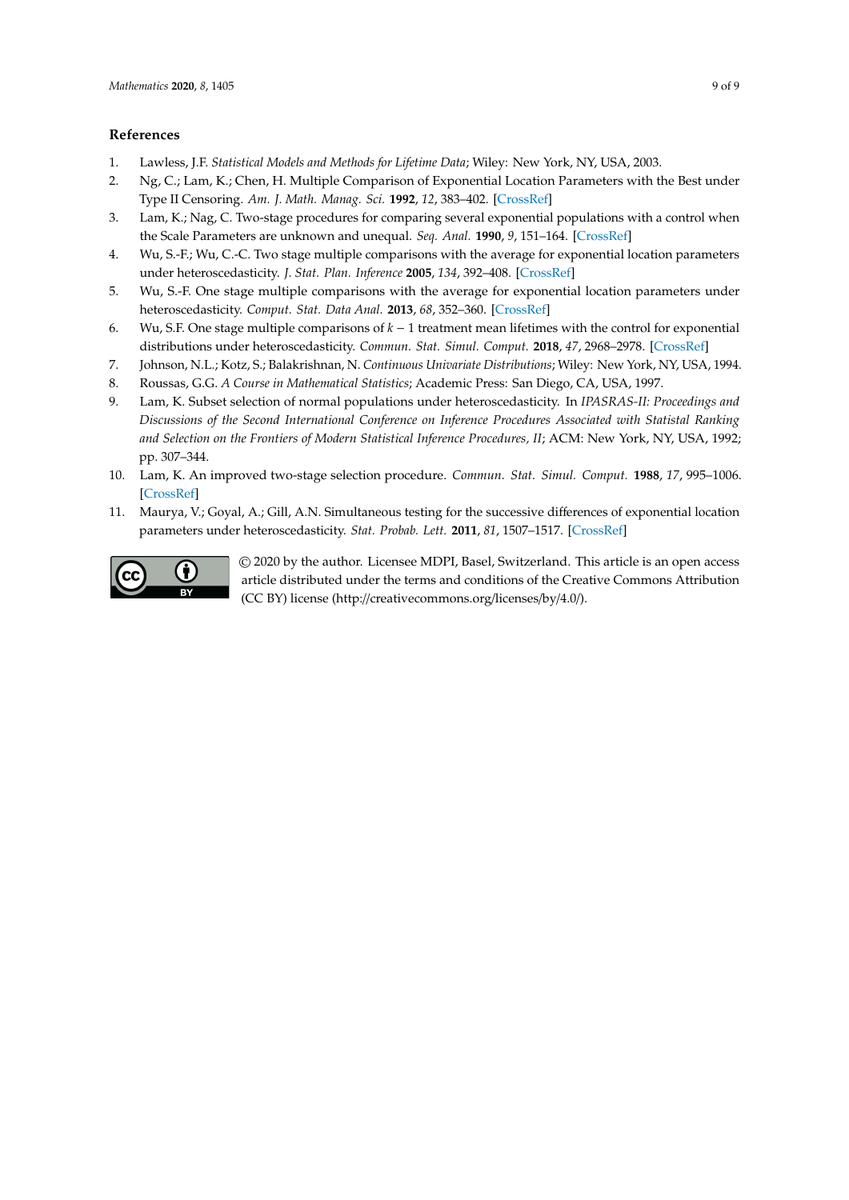## References

1. Lawless, J.F. *Statistical Models and Methods for Lifetime Data*; Wiley: New York, NY, USA, 2003.
2. Ng, C.; Lam, K.; Chen, H. Multiple Comparison of Exponential Location Parameters with the Best under Type II Censoring. *Am. J. Math. Manag. Sci.* **1992**, *12*, 383–402. [CrossRef]
3. Lam, K.; Nag, C. Two-stage procedures for comparing several exponential populations with a control when the Scale Parameters are unknown and unequal. *Seq. Anal.* **1990**, *9*, 151–164. [CrossRef]
4. Wu, S.-F.; Wu, C.-C. Two stage multiple comparisons with the average for exponential location parameters under heteroscedasticity. *J. Stat. Plan. Inference* **2005**, *134*, 392–408. [CrossRef]
5. Wu, S.-F. One stage multiple comparisons with the average for exponential location parameters under heteroscedasticity. *Comput. Stat. Data Anal.* **2013**, *68*, 352–360. [CrossRef]
6. Wu, S.F. One stage multiple comparisons of $k-1$ treatment mean lifetimes with the control for exponential distributions under heteroscedasticity. *Commun. Stat. Simul. Comput.* **2018**, *47*, 2968–2978. [CrossRef]
7. Johnson, N.L.; Kotz, S.; Balakrishnan, N. *Continuous Univariate Distributions*; Wiley: New York, NY, USA, 1994.
8. Roussas, G.G. *A Course in Mathematical Statistics*; Academic Press: San Diego, CA, USA, 1997.
9. Lam, K. Subset selection of normal populations under heteroscedasticity. In *IPASRAS-II: Proceedings and Discussions of the Second International Conference on Inference Procedures Associated with Statistal Ranking and Selection on the Frontiers of Modern Statistical Inference Procedures, II*; ACM: New York, NY, USA, 1992; pp. 307–344.
10. Lam, K. An improved two-stage selection procedure. *Commun. Stat. Simul. Comput.* **1988**, *17*, 995–1006. [CrossRef]
11. Maurya, V.; Goyal, A.; Gill, A.N. Simultaneous testing for the successive differences of exponential location parameters under heteroscedasticity. *Stat. Probab. Lett.* **2011**, *81*, 1507–1517. [CrossRef]

© 2020 by the author. Licensee MDPI, Basel, Switzerland. This article is an open access article distributed under the terms and conditions of the Creative Commons Attribution (CC BY) license (http://creativecommons.org/licenses/by/4.0/).